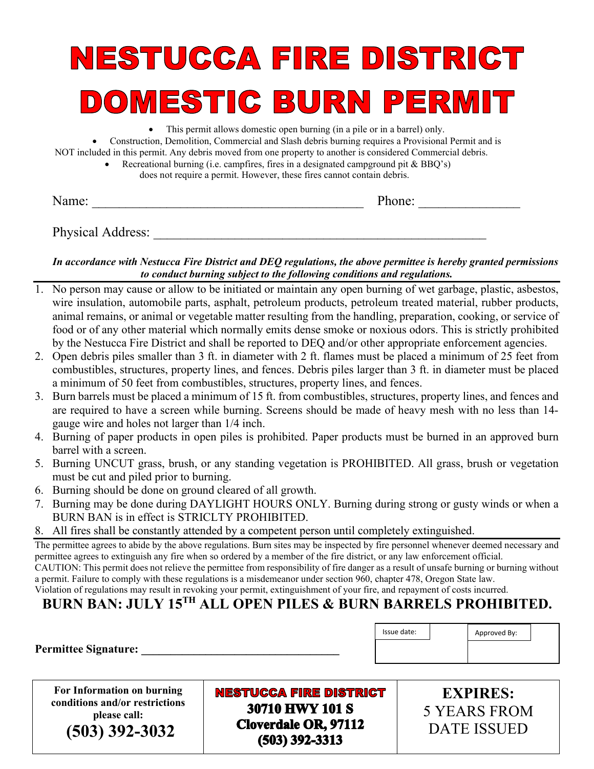# NESTUCCA FIRE DISTRICT
# DOMESTIC BURN PERMIT

- This permit allows domestic open burning (in a pile or in a barrel) only.
- Construction, Demolition, Commercial and Slash debris burning requires a Provisional Permit and is NOT included in this permit. Any debris moved from one property to another is considered Commercial debris.
- Recreational burning (i.e. campfires, fires in a designated campground pit & BBQ's) does not require a permit. However, these fires cannot contain debris.

Name: ________________________________________ Phone: _______________

Physical Address: ___________________________________________________

***In accordance with Nestucca Fire District and DEQ regulations, the above permittee is hereby granted permissions to conduct burning subject to the following conditions and regulations.***

1. No person may cause or allow to be initiated or maintain any open burning of wet garbage, plastic, asbestos, wire insulation, automobile parts, asphalt, petroleum products, petroleum treated material, rubber products, animal remains, or animal or vegetable matter resulting from the handling, preparation, cooking, or service of food or of any other material which normally emits dense smoke or noxious odors. This is strictly prohibited by the Nestucca Fire District and shall be reported to DEQ and/or other appropriate enforcement agencies.
2. Open debris piles smaller than 3 ft. in diameter with 2 ft. flames must be placed a minimum of 25 feet from combustibles, structures, property lines, and fences. Debris piles larger than 3 ft. in diameter must be placed a minimum of 50 feet from combustibles, structures, property lines, and fences.
3. Burn barrels must be placed a minimum of 15 ft. from combustibles, structures, property lines, and fences and are required to have a screen while burning. Screens should be made of heavy mesh with no less than 14-gauge wire and holes not larger than 1/4 inch.
4. Burning of paper products in open piles is prohibited. Paper products must be burned in an approved burn barrel with a screen.
5. Burning UNCUT grass, brush, or any standing vegetation is PROHIBITED. All grass, brush or vegetation must be cut and piled prior to burning.
6. Burning should be done on ground cleared of all growth.
7. Burning may be done during DAYLIGHT HOURS ONLY. Burning during strong or gusty winds or when a BURN BAN is in effect is STRICLTY PROHIBITED.
8. All fires shall be constantly attended by a competent person until completely extinguished.

The permittee agrees to abide by the above regulations. Burn sites may be inspected by fire personnel whenever deemed necessary and permittee agrees to extinguish any fire when so ordered by a member of the fire district, or any law enforcement official.
CAUTION: This permit does not relieve the permittee from responsibility of fire danger as a result of unsafe burning or burning without a permit. Failure to comply with these regulations is a misdemeanor under section 960, chapter 478, Oregon State law.
Violation of regulations may result in revoking your permit, extinguishment of your fire, and repayment of costs incurred.

**BURN BAN: JULY 15TH ALL OPEN PILES & BURN BARRELS PROHIBITED.**

**Permittee Signature: _________________________________**

| Issue date: | Approved By: |
| --- | --- |
| | |

| For Information on burning conditions and/or restrictions please call: **(503) 392-3032** | **NESTUCCA FIRE DISTRICT** **30710 HWY 101 S** **Cloverdale OR, 97112** **(503) 392-3313** | **EXPIRES:** 5 YEARS FROM DATE ISSUED |
| --- | --- | --- |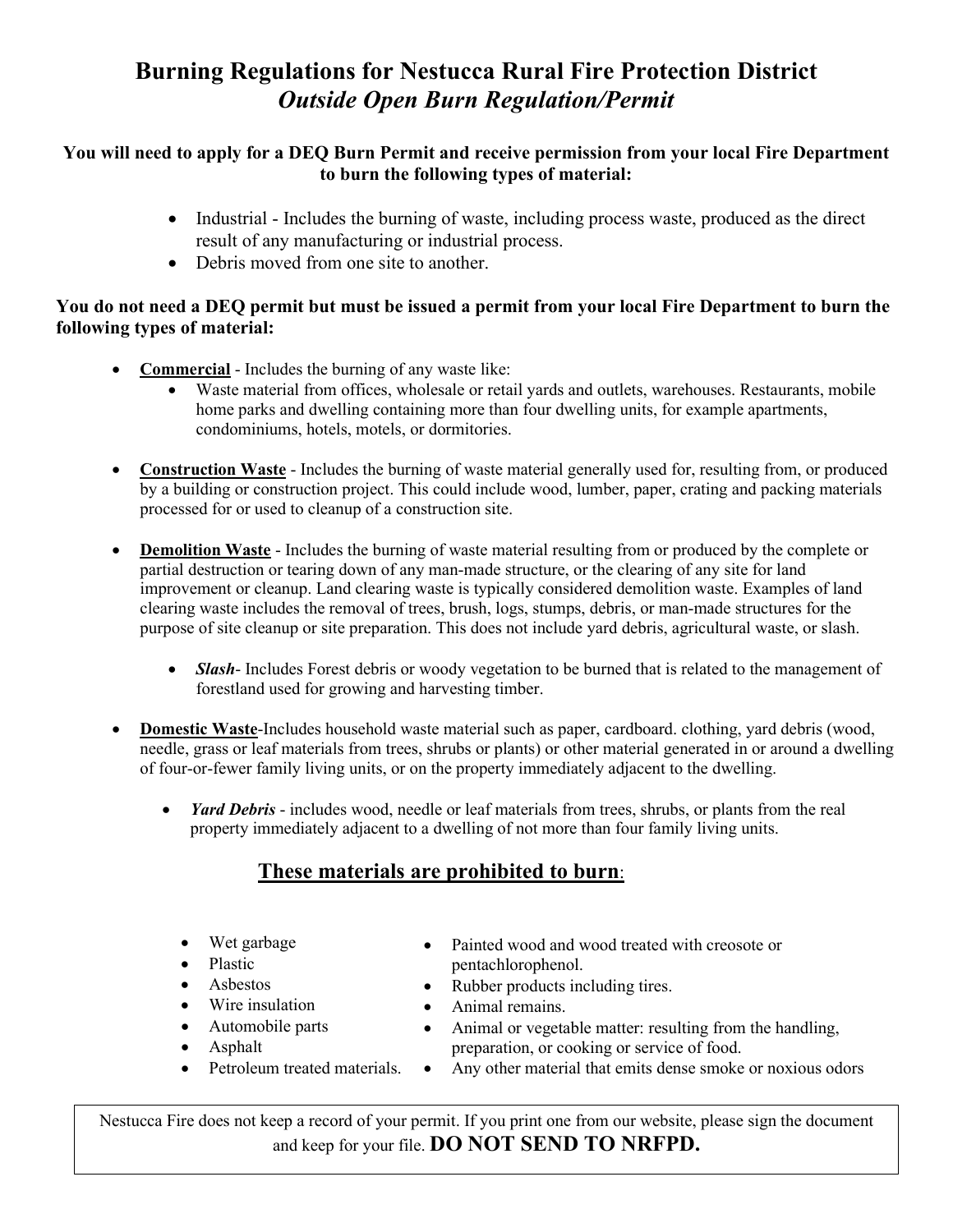# Burning Regulations for Nestucca Rural Fire Protection District

## *Outside Open Burn Regulation/Permit*

**You will need to apply for a DEQ Burn Permit and receive permission from your local Fire Department to burn the following types of material:**

- Industrial - Includes the burning of waste, including process waste, produced as the direct result of any manufacturing or industrial process.
- Debris moved from one site to another.

**You do not need a DEQ permit but must be issued a permit from your local Fire Department to burn the following types of material:**

- **Commercial** - Includes the burning of any waste like:
  - Waste material from offices, wholesale or retail yards and outlets, warehouses. Restaurants, mobile home parks and dwelling containing more than four dwelling units, for example apartments, condominiums, hotels, motels, or dormitories.
- **Construction Waste** - Includes the burning of waste material generally used for, resulting from, or produced by a building or construction project. This could include wood, lumber, paper, crating and packing materials processed for or used to cleanup of a construction site.
- **Demolition Waste** - Includes the burning of waste material resulting from or produced by the complete or partial destruction or tearing down of any man-made structure, or the clearing of any site for land improvement or cleanup. Land clearing waste is typically considered demolition waste. Examples of land clearing waste includes the removal of trees, brush, logs, stumps, debris, or man-made structures for the purpose of site cleanup or site preparation. This does not include yard debris, agricultural waste, or slash.
  - ***Slash***- Includes Forest debris or woody vegetation to be burned that is related to the management of forestland used for growing and harvesting timber.
- **Domestic Waste**-Includes household waste material such as paper, cardboard. clothing, yard debris (wood, needle, grass or leaf materials from trees, shrubs or plants) or other material generated in or around a dwelling of four-or-fewer family living units, or on the property immediately adjacent to the dwelling.
  - ***Yard Debris*** - includes wood, needle or leaf materials from trees, shrubs, or plants from the real property immediately adjacent to a dwelling of not more than four family living units.

## These materials are prohibited to burn:

- Wet garbage
- Plastic
- Asbestos
- Wire insulation
- Automobile parts
- Asphalt
- Petroleum treated materials.
- Painted wood and wood treated with creosote or pentachlorophenol.
- Rubber products including tires.
- Animal remains.
- Animal or vegetable matter: resulting from the handling, preparation, or cooking or service of food.
- Any other material that emits dense smoke or noxious odors

Nestucca Fire does not keep a record of your permit. If you print one from our website, please sign the document and keep for your file. **DO NOT SEND TO NRFPD.**